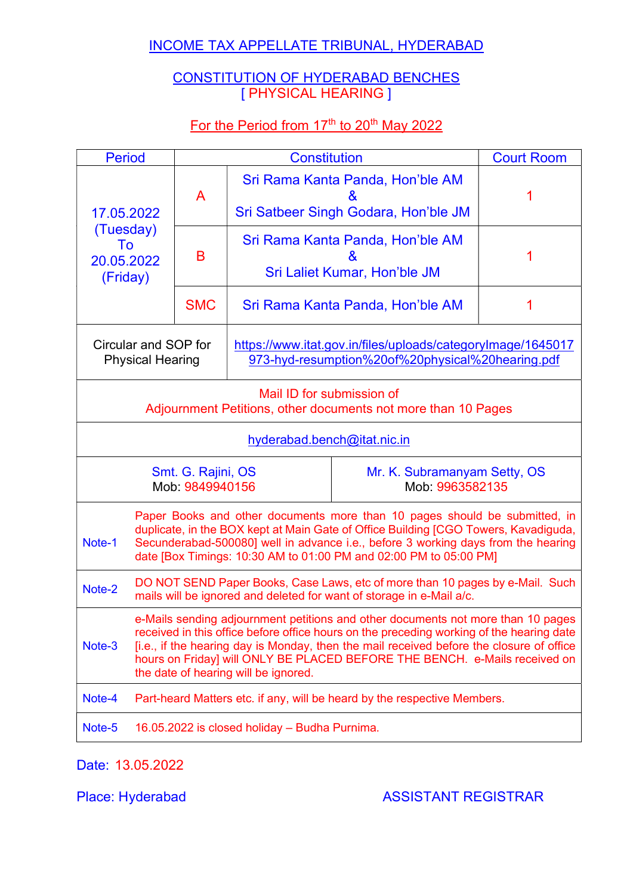# INCOME TAX APPELLATE TRIBUNAL, HYDERABAD

## CONSTITUTION OF HYDERABAD BENCHES
## [ PHYSICAL HEARING ]

### For the Period from 17th to 20th May 2022

| Period | | Constitution | Court Room |
|---|---|---|---|
| 17.05.2022 (Tuesday) To 20.05.2022 (Friday) | A | Sri Rama Kanta Panda, Hon'ble AM & Sri Satbeer Singh Godara, Hon'ble JM | 1 |
| | B | Sri Rama Kanta Panda, Hon'ble AM & Sri Laliet Kumar, Hon'ble JM | 1 |
| | SMC | Sri Rama Kanta Panda, Hon'ble AM | 1 |
| Circular and SOP for Physical Hearing | | https://www.itat.gov.in/files/uploads/categoryImage/1645017973-hyd-resumption%20of%20physical%20hearing.pdf | |
| Mail ID for submission of Adjournment Petitions, other documents not more than 10 Pages | | | |
| hyderabad.bench@itat.nic.in | | | |
| Smt. G. Rajini, OS Mob: 9849940156 | | Mr. K. Subramanyam Setty, OS Mob: 9963582135 | |
| Note-1 | Paper Books and other documents more than 10 pages should be submitted, in duplicate, in the BOX kept at Main Gate of Office Building [CGO Towers, Kavadiguda, Secunderabad-500080] well in advance i.e., before 3 working days from the hearing date [Box Timings: 10:30 AM to 01:00 PM and 02:00 PM to 05:00 PM] | | |
| Note-2 | DO NOT SEND Paper Books, Case Laws, etc of more than 10 pages by e-Mail. Such mails will be ignored and deleted for want of storage in e-Mail a/c. | | |
| Note-3 | e-Mails sending adjournment petitions and other documents not more than 10 pages received in this office before office hours on the preceding working of the hearing date [i.e., if the hearing day is Monday, then the mail received before the closure of office hours on Friday] will ONLY BE PLACED BEFORE THE BENCH. e-Mails received on the date of hearing will be ignored. | | |
| Note-4 | Part-heard Matters etc. if any, will be heard by the respective Members. | | |
| Note-5 | 16.05.2022 is closed holiday – Budha Purnima. | | |

Date: 13.05.2022

Place: Hyderabad

ASSISTANT REGISTRAR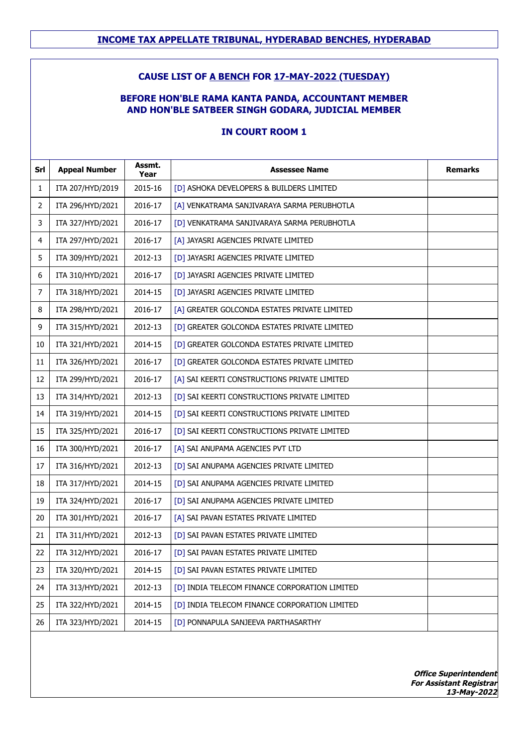## INCOME TAX APPELLATE TRIBUNAL, HYDERABAD BENCHES, HYDERABAD

### CAUSE LIST OF A BENCH FOR 17-MAY-2022 (TUESDAY)

### BEFORE HON'BLE RAMA KANTA PANDA, ACCOUNTANT MEMBER AND HON'BLE SATBEER SINGH GODARA, JUDICIAL MEMBER

### IN COURT ROOM 1

| Srl | Appeal Number | Assmt. Year | Assessee Name | Remarks |
|---|---|---|---|---|
| 1 | ITA 207/HYD/2019 | 2015-16 | [D] ASHOKA DEVELOPERS & BUILDERS LIMITED | |
| 2 | ITA 296/HYD/2021 | 2016-17 | [A] VENKATRAMA SANJIVARAYA SARMA PERUBHOTLA | |
| 3 | ITA 327/HYD/2021 | 2016-17 | [D] VENKATRAMA SANJIVARAYA SARMA PERUBHOTLA | |
| 4 | ITA 297/HYD/2021 | 2016-17 | [A] JAYASRI AGENCIES PRIVATE LIMITED | |
| 5 | ITA 309/HYD/2021 | 2012-13 | [D] JAYASRI AGENCIES PRIVATE LIMITED | |
| 6 | ITA 310/HYD/2021 | 2016-17 | [D] JAYASRI AGENCIES PRIVATE LIMITED | |
| 7 | ITA 318/HYD/2021 | 2014-15 | [D] JAYASRI AGENCIES PRIVATE LIMITED | |
| 8 | ITA 298/HYD/2021 | 2016-17 | [A] GREATER GOLCONDA ESTATES PRIVATE LIMITED | |
| 9 | ITA 315/HYD/2021 | 2012-13 | [D] GREATER GOLCONDA ESTATES PRIVATE LIMITED | |
| 10 | ITA 321/HYD/2021 | 2014-15 | [D] GREATER GOLCONDA ESTATES PRIVATE LIMITED | |
| 11 | ITA 326/HYD/2021 | 2016-17 | [D] GREATER GOLCONDA ESTATES PRIVATE LIMITED | |
| 12 | ITA 299/HYD/2021 | 2016-17 | [A] SAI KEERTI CONSTRUCTIONS PRIVATE LIMITED | |
| 13 | ITA 314/HYD/2021 | 2012-13 | [D] SAI KEERTI CONSTRUCTIONS PRIVATE LIMITED | |
| 14 | ITA 319/HYD/2021 | 2014-15 | [D] SAI KEERTI CONSTRUCTIONS PRIVATE LIMITED | |
| 15 | ITA 325/HYD/2021 | 2016-17 | [D] SAI KEERTI CONSTRUCTIONS PRIVATE LIMITED | |
| 16 | ITA 300/HYD/2021 | 2016-17 | [A] SAI ANUPAMA AGENCIES PVT LTD | |
| 17 | ITA 316/HYD/2021 | 2012-13 | [D] SAI ANUPAMA AGENCIES PRIVATE LIMITED | |
| 18 | ITA 317/HYD/2021 | 2014-15 | [D] SAI ANUPAMA AGENCIES PRIVATE LIMITED | |
| 19 | ITA 324/HYD/2021 | 2016-17 | [D] SAI ANUPAMA AGENCIES PRIVATE LIMITED | |
| 20 | ITA 301/HYD/2021 | 2016-17 | [A] SAI PAVAN ESTATES PRIVATE LIMITED | |
| 21 | ITA 311/HYD/2021 | 2012-13 | [D] SAI PAVAN ESTATES PRIVATE LIMITED | |
| 22 | ITA 312/HYD/2021 | 2016-17 | [D] SAI PAVAN ESTATES PRIVATE LIMITED | |
| 23 | ITA 320/HYD/2021 | 2014-15 | [D] SAI PAVAN ESTATES PRIVATE LIMITED | |
| 24 | ITA 313/HYD/2021 | 2012-13 | [D] INDIA TELECOM FINANCE CORPORATION LIMITED | |
| 25 | ITA 322/HYD/2021 | 2014-15 | [D] INDIA TELECOM FINANCE CORPORATION LIMITED | |
| 26 | ITA 323/HYD/2021 | 2014-15 | [D] PONNAPULA SANJEEVA PARTHASARTHY | |

***Office Superintendent***
***For Assistant Registrar***
***13-May-2022***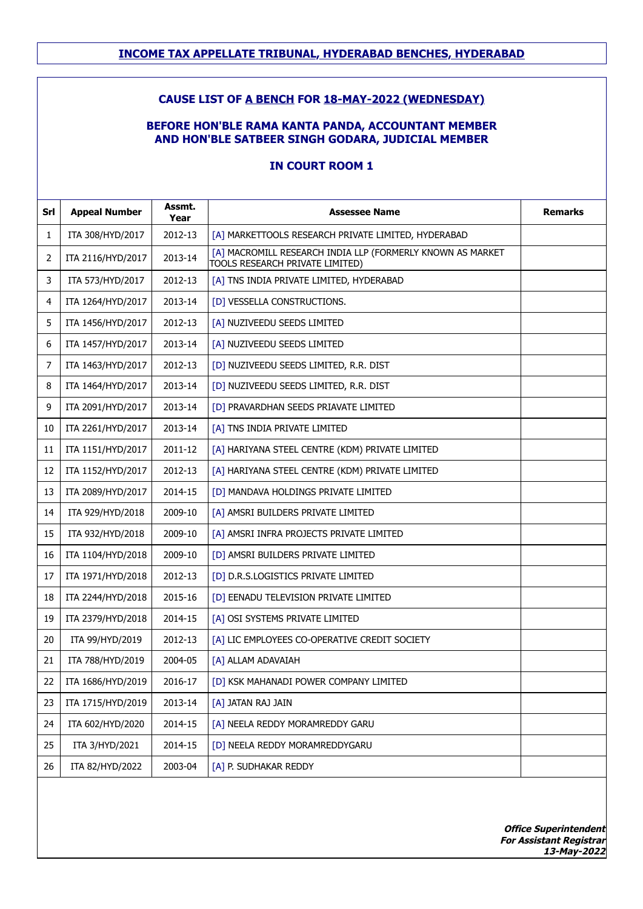## INCOME TAX APPELLATE TRIBUNAL, HYDERABAD BENCHES, HYDERABAD

### CAUSE LIST OF A BENCH FOR 18-MAY-2022 (WEDNESDAY)

### BEFORE HON'BLE RAMA KANTA PANDA, ACCOUNTANT MEMBER AND HON'BLE SATBEER SINGH GODARA, JUDICIAL MEMBER

### IN COURT ROOM 1

| Srl | Appeal Number | Assmt. Year | Assessee Name | Remarks |
|---|---|---|---|---|
| 1 | ITA 308/HYD/2017 | 2012-13 | [A] MARKETTOOLS RESEARCH PRIVATE LIMITED, HYDERABAD | |
| 2 | ITA 2116/HYD/2017 | 2013-14 | [A] MACROMILL RESEARCH INDIA LLP (FORMERLY KNOWN AS MARKET TOOLS RESEARCH PRIVATE LIMITED) | |
| 3 | ITA 573/HYD/2017 | 2012-13 | [A] TNS INDIA PRIVATE LIMITED, HYDERABAD | |
| 4 | ITA 1264/HYD/2017 | 2013-14 | [D] VESSELLA CONSTRUCTIONS. | |
| 5 | ITA 1456/HYD/2017 | 2012-13 | [A] NUZIVEEDU SEEDS LIMITED | |
| 6 | ITA 1457/HYD/2017 | 2013-14 | [A] NUZIVEEDU SEEDS LIMITED | |
| 7 | ITA 1463/HYD/2017 | 2012-13 | [D] NUZIVEEDU SEEDS LIMITED, R.R. DIST | |
| 8 | ITA 1464/HYD/2017 | 2013-14 | [D] NUZIVEEDU SEEDS LIMITED, R.R. DIST | |
| 9 | ITA 2091/HYD/2017 | 2013-14 | [D] PRAVARDHAN SEEDS PRIAVATE LIMITED | |
| 10 | ITA 2261/HYD/2017 | 2013-14 | [A] TNS INDIA PRIVATE LIMITED | |
| 11 | ITA 1151/HYD/2017 | 2011-12 | [A] HARIYANA STEEL CENTRE (KDM) PRIVATE LIMITED | |
| 12 | ITA 1152/HYD/2017 | 2012-13 | [A] HARIYANA STEEL CENTRE (KDM) PRIVATE LIMITED | |
| 13 | ITA 2089/HYD/2017 | 2014-15 | [D] MANDAVA HOLDINGS PRIVATE LIMITED | |
| 14 | ITA 929/HYD/2018 | 2009-10 | [A] AMSRI BUILDERS PRIVATE LIMITED | |
| 15 | ITA 932/HYD/2018 | 2009-10 | [A] AMSRI INFRA PROJECTS PRIVATE LIMITED | |
| 16 | ITA 1104/HYD/2018 | 2009-10 | [D] AMSRI BUILDERS PRIVATE LIMITED | |
| 17 | ITA 1971/HYD/2018 | 2012-13 | [D] D.R.S.LOGISTICS PRIVATE LIMITED | |
| 18 | ITA 2244/HYD/2018 | 2015-16 | [D] EENADU TELEVISION PRIVATE LIMITED | |
| 19 | ITA 2379/HYD/2018 | 2014-15 | [A] OSI SYSTEMS PRIVATE LIMITED | |
| 20 | ITA 99/HYD/2019 | 2012-13 | [A] LIC EMPLOYEES CO-OPERATIVE CREDIT SOCIETY | |
| 21 | ITA 788/HYD/2019 | 2004-05 | [A] ALLAM ADAVAIAH | |
| 22 | ITA 1686/HYD/2019 | 2016-17 | [D] KSK MAHANADI POWER COMPANY LIMITED | |
| 23 | ITA 1715/HYD/2019 | 2013-14 | [A] JATAN RAJ JAIN | |
| 24 | ITA 602/HYD/2020 | 2014-15 | [A] NEELA REDDY MORAMREDDY GARU | |
| 25 | ITA 3/HYD/2021 | 2014-15 | [D] NEELA REDDY MORAMREDDYGARU | |
| 26 | ITA 82/HYD/2022 | 2003-04 | [A] P. SUDHAKAR REDDY | |

***Office Superintendent***
***For Assistant Registrar***
***13-May-2022***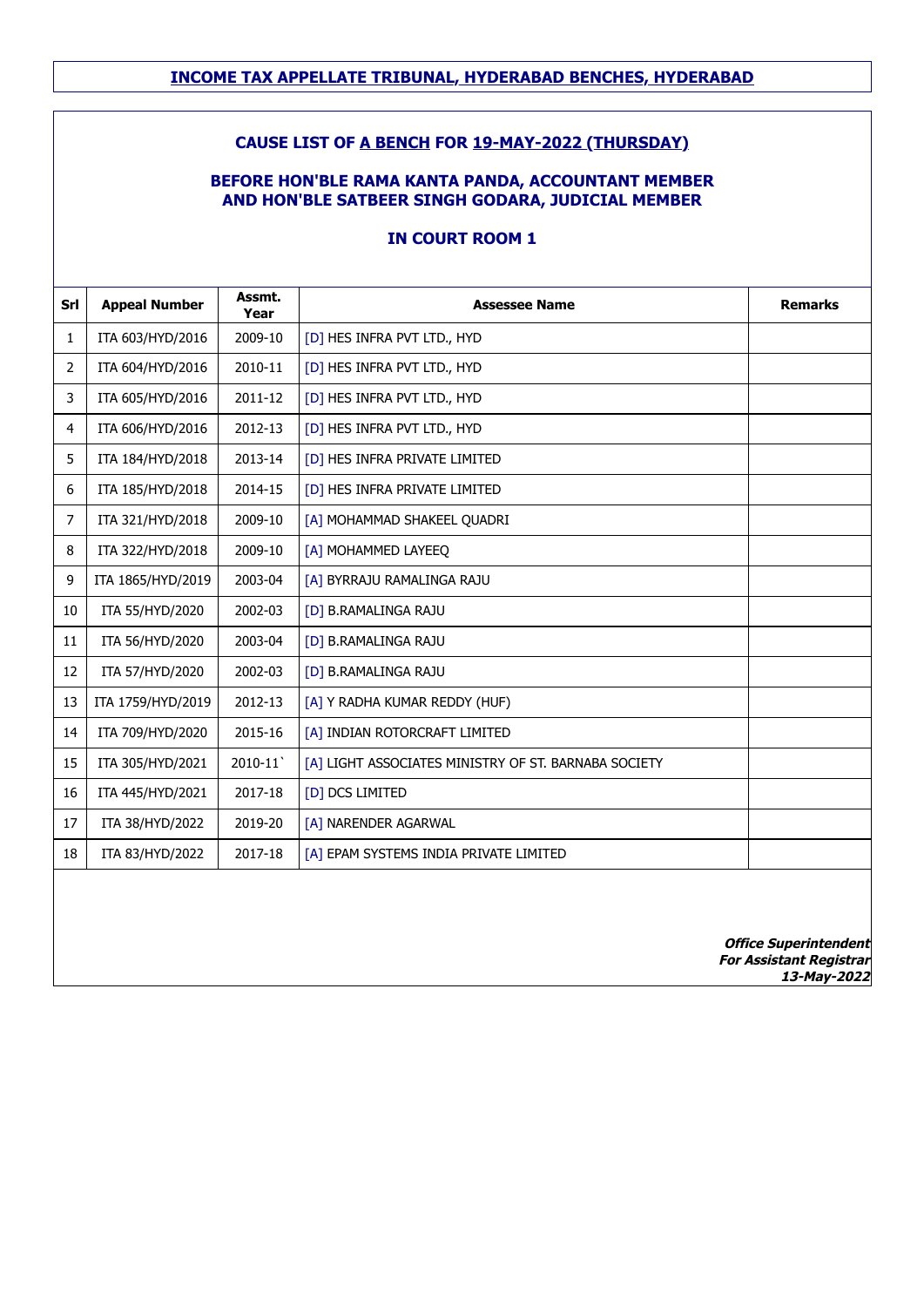## INCOME TAX APPELLATE TRIBUNAL, HYDERABAD BENCHES, HYDERABAD

### CAUSE LIST OF A BENCH FOR 19-MAY-2022 (THURSDAY)

### BEFORE HON'BLE RAMA KANTA PANDA, ACCOUNTANT MEMBER AND HON'BLE SATBEER SINGH GODARA, JUDICIAL MEMBER

### IN COURT ROOM 1

| Srl | Appeal Number | Assmt. Year | Assessee Name | Remarks |
|---|---|---|---|---|
| 1 | ITA 603/HYD/2016 | 2009-10 | [D] HES INFRA PVT LTD., HYD | |
| 2 | ITA 604/HYD/2016 | 2010-11 | [D] HES INFRA PVT LTD., HYD | |
| 3 | ITA 605/HYD/2016 | 2011-12 | [D] HES INFRA PVT LTD., HYD | |
| 4 | ITA 606/HYD/2016 | 2012-13 | [D] HES INFRA PVT LTD., HYD | |
| 5 | ITA 184/HYD/2018 | 2013-14 | [D] HES INFRA PRIVATE LIMITED | |
| 6 | ITA 185/HYD/2018 | 2014-15 | [D] HES INFRA PRIVATE LIMITED | |
| 7 | ITA 321/HYD/2018 | 2009-10 | [A] MOHAMMAD SHAKEEL QUADRI | |
| 8 | ITA 322/HYD/2018 | 2009-10 | [A] MOHAMMED LAYEEQ | |
| 9 | ITA 1865/HYD/2019 | 2003-04 | [A] BYRRAJU RAMALINGA RAJU | |
| 10 | ITA 55/HYD/2020 | 2002-03 | [D] B.RAMALINGA RAJU | |
| 11 | ITA 56/HYD/2020 | 2003-04 | [D] B.RAMALINGA RAJU | |
| 12 | ITA 57/HYD/2020 | 2002-03 | [D] B.RAMALINGA RAJU | |
| 13 | ITA 1759/HYD/2019 | 2012-13 | [A] Y RADHA KUMAR REDDY (HUF) | |
| 14 | ITA 709/HYD/2020 | 2015-16 | [A] INDIAN ROTORCRAFT LIMITED | |
| 15 | ITA 305/HYD/2021 | 2010-11` | [A] LIGHT ASSOCIATES MINISTRY OF ST. BARNABA SOCIETY | |
| 16 | ITA 445/HYD/2021 | 2017-18 | [D] DCS LIMITED | |
| 17 | ITA 38/HYD/2022 | 2019-20 | [A] NARENDER AGARWAL | |
| 18 | ITA 83/HYD/2022 | 2017-18 | [A] EPAM SYSTEMS INDIA PRIVATE LIMITED | |

***Office Superintendent***
***For Assistant Registrar***
***13-May-2022***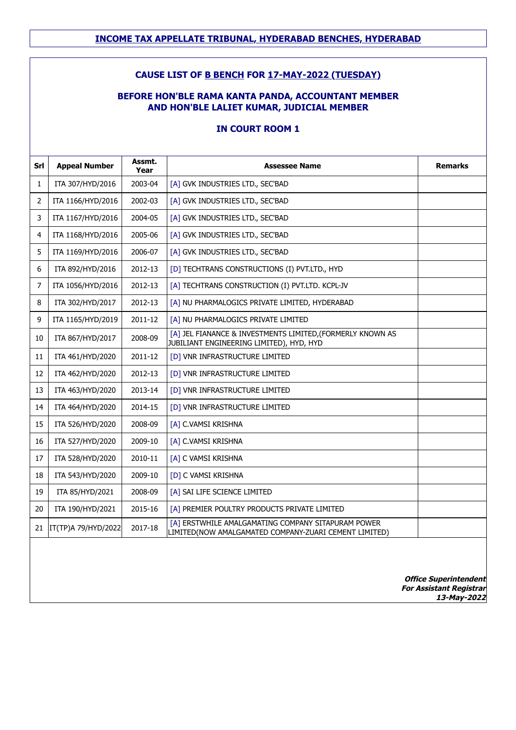## INCOME TAX APPELLATE TRIBUNAL, HYDERABAD BENCHES, HYDERABAD

### CAUSE LIST OF B BENCH FOR 17-MAY-2022 (TUESDAY)

### BEFORE HON'BLE RAMA KANTA PANDA, ACCOUNTANT MEMBER AND HON'BLE LALIET KUMAR, JUDICIAL MEMBER

### IN COURT ROOM 1

| Srl | Appeal Number | Assmt. Year | Assessee Name | Remarks |
|---|---|---|---|---|
| 1 | ITA 307/HYD/2016 | 2003-04 | [A] GVK INDUSTRIES LTD., SEC'BAD | |
| 2 | ITA 1166/HYD/2016 | 2002-03 | [A] GVK INDUSTRIES LTD., SEC'BAD | |
| 3 | ITA 1167/HYD/2016 | 2004-05 | [A] GVK INDUSTRIES LTD., SEC'BAD | |
| 4 | ITA 1168/HYD/2016 | 2005-06 | [A] GVK INDUSTRIES LTD., SEC'BAD | |
| 5 | ITA 1169/HYD/2016 | 2006-07 | [A] GVK INDUSTRIES LTD., SEC'BAD | |
| 6 | ITA 892/HYD/2016 | 2012-13 | [D] TECHTRANS CONSTRUCTIONS (I) PVT.LTD., HYD | |
| 7 | ITA 1056/HYD/2016 | 2012-13 | [A] TECHTRANS CONSTRUCTION (I) PVT.LTD. KCPL-JV | |
| 8 | ITA 302/HYD/2017 | 2012-13 | [A] NU PHARMALOGICS PRIVATE LIMITED, HYDERABAD | |
| 9 | ITA 1165/HYD/2019 | 2011-12 | [A] NU PHARMALOGICS PRIVATE LIMITED | |
| 10 | ITA 867/HYD/2017 | 2008-09 | [A] JEL FIANANCE & INVESTMENTS LIMITED,(FORMERLY KNOWN AS JUBILIANT ENGINEERING LIMITED), HYD, HYD | |
| 11 | ITA 461/HYD/2020 | 2011-12 | [D] VNR INFRASTRUCTURE LIMITED | |
| 12 | ITA 462/HYD/2020 | 2012-13 | [D] VNR INFRASTRUCTURE LIMITED | |
| 13 | ITA 463/HYD/2020 | 2013-14 | [D] VNR INFRASTRUCTURE LIMITED | |
| 14 | ITA 464/HYD/2020 | 2014-15 | [D] VNR INFRASTRUCTURE LIMITED | |
| 15 | ITA 526/HYD/2020 | 2008-09 | [A] C.VAMSI KRISHNA | |
| 16 | ITA 527/HYD/2020 | 2009-10 | [A] C.VAMSI KRISHNA | |
| 17 | ITA 528/HYD/2020 | 2010-11 | [A] C VAMSI KRISHNA | |
| 18 | ITA 543/HYD/2020 | 2009-10 | [D] C VAMSI KRISHNA | |
| 19 | ITA 85/HYD/2021 | 2008-09 | [A] SAI LIFE SCIENCE LIMITED | |
| 20 | ITA 190/HYD/2021 | 2015-16 | [A] PREMIER POULTRY PRODUCTS PRIVATE LIMITED | |
| 21 | IT(TP)A 79/HYD/2022 | 2017-18 | [A] ERSTWHILE AMALGAMATING COMPANY SITAPURAM POWER LIMITED(NOW AMALGAMATED COMPANY-ZUARI CEMENT LIMITED) | |

***Office Superintendent***
***For Assistant Registrar***
***13-May-2022***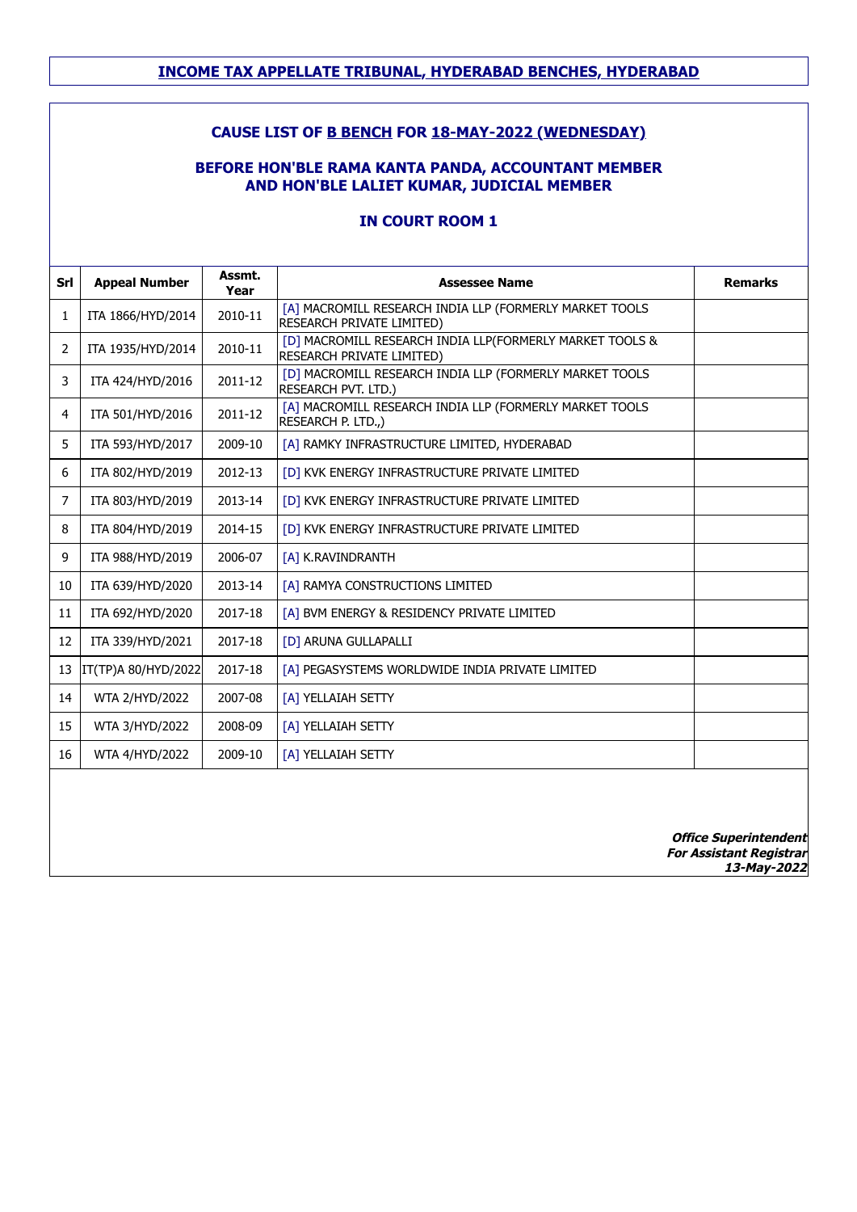## INCOME TAX APPELLATE TRIBUNAL, HYDERABAD BENCHES, HYDERABAD

### CAUSE LIST OF B BENCH FOR 18-MAY-2022 (WEDNESDAY)

### BEFORE HON'BLE RAMA KANTA PANDA, ACCOUNTANT MEMBER AND HON'BLE LALIET KUMAR, JUDICIAL MEMBER

### IN COURT ROOM 1

| Srl | Appeal Number | Assmt. Year | Assessee Name | Remarks |
|---|---|---|---|---|
| 1 | ITA 1866/HYD/2014 | 2010-11 | [A] MACROMILL RESEARCH INDIA LLP (FORMERLY MARKET TOOLS RESEARCH PRIVATE LIMITED) | |
| 2 | ITA 1935/HYD/2014 | 2010-11 | [D] MACROMILL RESEARCH INDIA LLP(FORMERLY MARKET TOOLS & RESEARCH PRIVATE LIMITED) | |
| 3 | ITA 424/HYD/2016 | 2011-12 | [D] MACROMILL RESEARCH INDIA LLP (FORMERLY MARKET TOOLS RESEARCH PVT. LTD.) | |
| 4 | ITA 501/HYD/2016 | 2011-12 | [A] MACROMILL RESEARCH INDIA LLP (FORMERLY MARKET TOOLS RESEARCH P. LTD.,) | |
| 5 | ITA 593/HYD/2017 | 2009-10 | [A] RAMKY INFRASTRUCTURE LIMITED, HYDERABAD | |
| 6 | ITA 802/HYD/2019 | 2012-13 | [D] KVK ENERGY INFRASTRUCTURE PRIVATE LIMITED | |
| 7 | ITA 803/HYD/2019 | 2013-14 | [D] KVK ENERGY INFRASTRUCTURE PRIVATE LIMITED | |
| 8 | ITA 804/HYD/2019 | 2014-15 | [D] KVK ENERGY INFRASTRUCTURE PRIVATE LIMITED | |
| 9 | ITA 988/HYD/2019 | 2006-07 | [A] K.RAVINDRANTH | |
| 10 | ITA 639/HYD/2020 | 2013-14 | [A] RAMYA CONSTRUCTIONS LIMITED | |
| 11 | ITA 692/HYD/2020 | 2017-18 | [A] BVM ENERGY & RESIDENCY PRIVATE LIMITED | |
| 12 | ITA 339/HYD/2021 | 2017-18 | [D] ARUNA GULLAPALLI | |
| 13 | IT(TP)A 80/HYD/2022 | 2017-18 | [A] PEGASYSTEMS WORLDWIDE INDIA PRIVATE LIMITED | |
| 14 | WTA 2/HYD/2022 | 2007-08 | [A] YELLAIAH SETTY | |
| 15 | WTA 3/HYD/2022 | 2008-09 | [A] YELLAIAH SETTY | |
| 16 | WTA 4/HYD/2022 | 2009-10 | [A] YELLAIAH SETTY | |

***Office Superintendent***
***For Assistant Registrar***
***13-May-2022***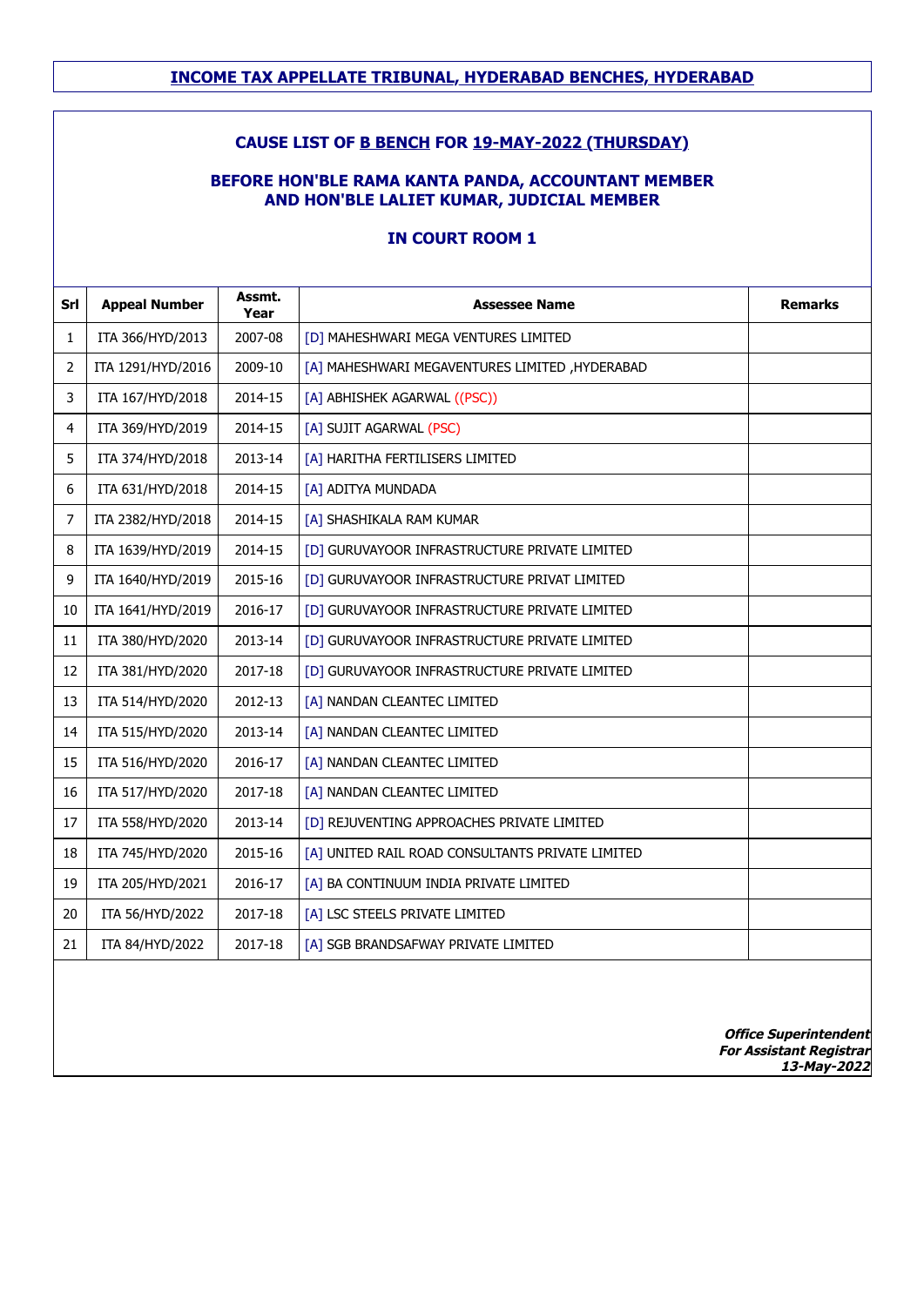## INCOME TAX APPELLATE TRIBUNAL, HYDERABAD BENCHES, HYDERABAD

### CAUSE LIST OF B BENCH FOR 19-MAY-2022 (THURSDAY)

### BEFORE HON'BLE RAMA KANTA PANDA, ACCOUNTANT MEMBER AND HON'BLE LALIET KUMAR, JUDICIAL MEMBER

### IN COURT ROOM 1

| Srl | Appeal Number | Assmt. Year | Assessee Name | Remarks |
|---|---|---|---|---|
| 1 | ITA 366/HYD/2013 | 2007-08 | [D] MAHESHWARI MEGA VENTURES LIMITED | |
| 2 | ITA 1291/HYD/2016 | 2009-10 | [A] MAHESHWARI MEGAVENTURES LIMITED ,HYDERABAD | |
| 3 | ITA 167/HYD/2018 | 2014-15 | [A] ABHISHEK AGARWAL ((PSC)) | |
| 4 | ITA 369/HYD/2019 | 2014-15 | [A] SUJIT AGARWAL (PSC) | |
| 5 | ITA 374/HYD/2018 | 2013-14 | [A] HARITHA FERTILISERS LIMITED | |
| 6 | ITA 631/HYD/2018 | 2014-15 | [A] ADITYA MUNDADA | |
| 7 | ITA 2382/HYD/2018 | 2014-15 | [A] SHASHIKALA RAM KUMAR | |
| 8 | ITA 1639/HYD/2019 | 2014-15 | [D] GURUVAYOOR INFRASTRUCTURE PRIVATE LIMITED | |
| 9 | ITA 1640/HYD/2019 | 2015-16 | [D] GURUVAYOOR INFRASTRUCTURE PRIVAT LIMITED | |
| 10 | ITA 1641/HYD/2019 | 2016-17 | [D] GURUVAYOOR INFRASTRUCTURE PRIVATE LIMITED | |
| 11 | ITA 380/HYD/2020 | 2013-14 | [D] GURUVAYOOR INFRASTRUCTURE PRIVATE LIMITED | |
| 12 | ITA 381/HYD/2020 | 2017-18 | [D] GURUVAYOOR INFRASTRUCTURE PRIVATE LIMITED | |
| 13 | ITA 514/HYD/2020 | 2012-13 | [A] NANDAN CLEANTEC LIMITED | |
| 14 | ITA 515/HYD/2020 | 2013-14 | [A] NANDAN CLEANTEC LIMITED | |
| 15 | ITA 516/HYD/2020 | 2016-17 | [A] NANDAN CLEANTEC LIMITED | |
| 16 | ITA 517/HYD/2020 | 2017-18 | [A] NANDAN CLEANTEC LIMITED | |
| 17 | ITA 558/HYD/2020 | 2013-14 | [D] REJUVENTING APPROACHES PRIVATE LIMITED | |
| 18 | ITA 745/HYD/2020 | 2015-16 | [A] UNITED RAIL ROAD CONSULTANTS PRIVATE LIMITED | |
| 19 | ITA 205/HYD/2021 | 2016-17 | [A] BA CONTINUUM INDIA PRIVATE LIMITED | |
| 20 | ITA 56/HYD/2022 | 2017-18 | [A] LSC STEELS PRIVATE LIMITED | |
| 21 | ITA 84/HYD/2022 | 2017-18 | [A] SGB BRANDSAFWAY PRIVATE LIMITED | |

***Office Superintendent***
***For Assistant Registrar***
***13-May-2022***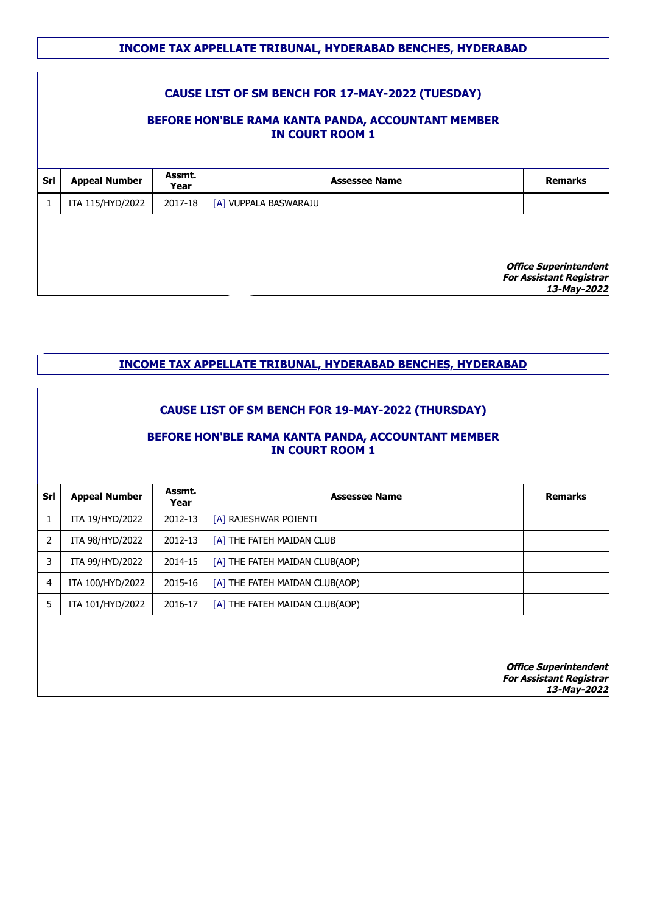## INCOME TAX APPELLATE TRIBUNAL, HYDERABAD BENCHES, HYDERABAD

### CAUSE LIST OF SM BENCH FOR 17-MAY-2022 (TUESDAY)

### BEFORE HON'BLE RAMA KANTA PANDA, ACCOUNTANT MEMBER
### IN COURT ROOM 1

| Srl | Appeal Number | Assmt. Year | Assessee Name | Remarks |
|---|---|---|---|---|
| 1 | ITA 115/HYD/2022 | 2017-18 | [A] VUPPALA BASWARAJU | |

***Office Superintendent***
***For Assistant Registrar***
***13-May-2022***

## INCOME TAX APPELLATE TRIBUNAL, HYDERABAD BENCHES, HYDERABAD

### CAUSE LIST OF SM BENCH FOR 19-MAY-2022 (THURSDAY)

### BEFORE HON'BLE RAMA KANTA PANDA, ACCOUNTANT MEMBER
### IN COURT ROOM 1

| Srl | Appeal Number | Assmt. Year | Assessee Name | Remarks |
|---|---|---|---|---|
| 1 | ITA 19/HYD/2022 | 2012-13 | [A] RAJESHWAR POIENTI | |
| 2 | ITA 98/HYD/2022 | 2012-13 | [A] THE FATEH MAIDAN CLUB | |
| 3 | ITA 99/HYD/2022 | 2014-15 | [A] THE FATEH MAIDAN CLUB(AOP) | |
| 4 | ITA 100/HYD/2022 | 2015-16 | [A] THE FATEH MAIDAN CLUB(AOP) | |
| 5 | ITA 101/HYD/2022 | 2016-17 | [A] THE FATEH MAIDAN CLUB(AOP) | |

***Office Superintendent***
***For Assistant Registrar***
***13-May-2022***